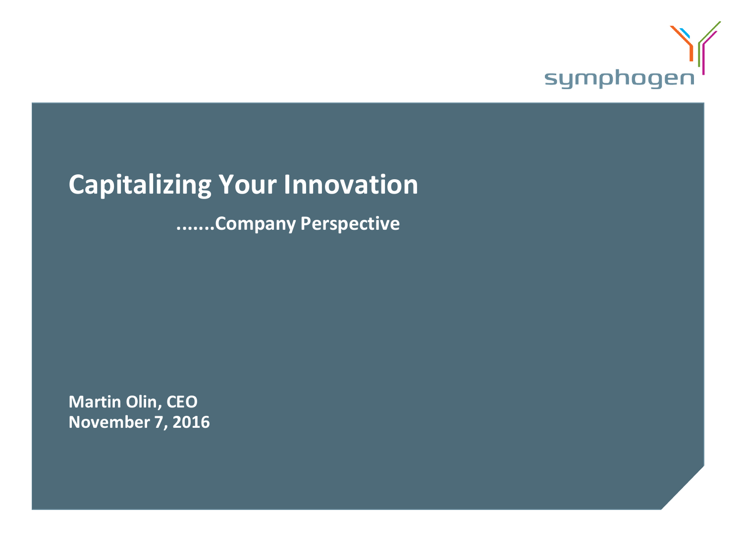symphogen

# Capitalizing Your Innovation

**.......Company Perspective**

**Martin Olin, CEO**
**November 7, 2016**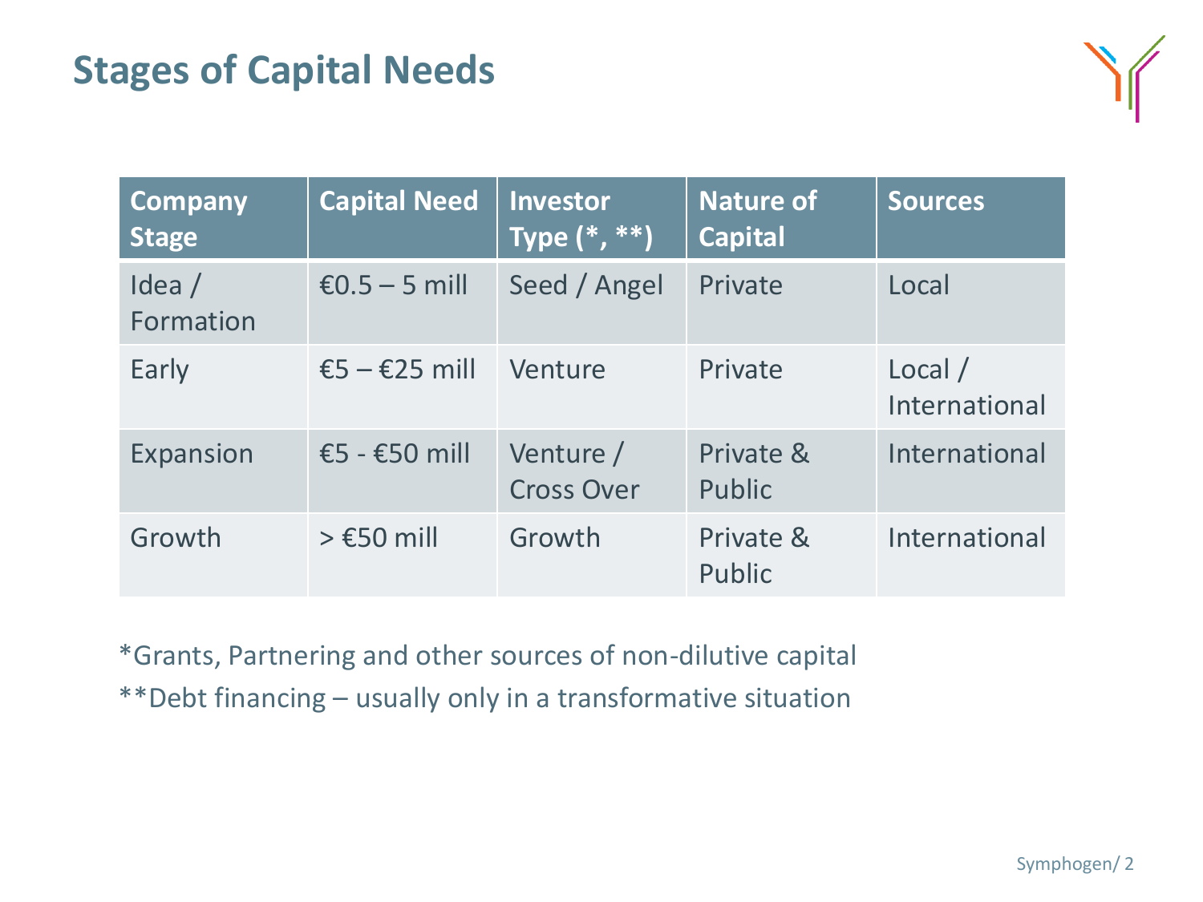# Stages of Capital Needs

| Company Stage | Capital Need | Investor Type (*, **) | Nature of Capital | Sources |
|---|---|---|---|---|
| Idea / Formation | €0.5 – 5 mill | Seed / Angel | Private | Local |
| Early | €5 – €25 mill | Venture | Private | Local / International |
| Expansion | €5 - €50 mill | Venture / Cross Over | Private & Public | International |
| Growth | > €50 mill | Growth | Private & Public | International |

*Grants, Partnering and other sources of non-dilutive capital

**Debt financing – usually only in a transformative situation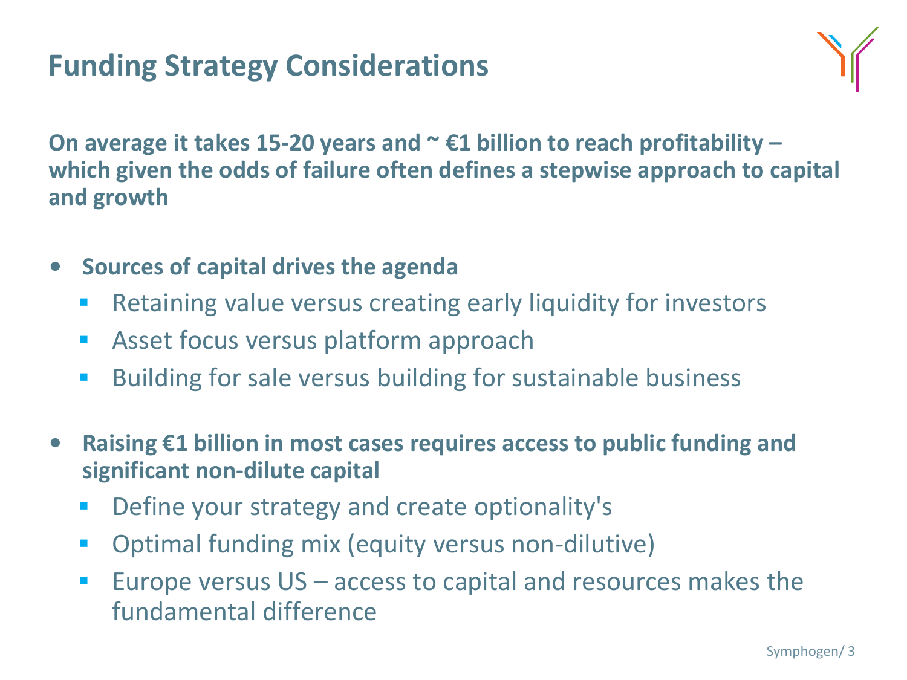# Funding Strategy Considerations

**On average it takes 15-20 years and ~ €1 billion to reach profitability – which given the odds of failure often defines a stepwise approach to capital and growth**

- **Sources of capital drives the agenda**
  - Retaining value versus creating early liquidity for investors
  - Asset focus versus platform approach
  - Building for sale versus building for sustainable business
- **Raising €1 billion in most cases requires access to public funding and significant non-dilute capital**
  - Define your strategy and create optionality's
  - Optimal funding mix (equity versus non-dilutive)
  - Europe versus US – access to capital and resources makes the fundamental difference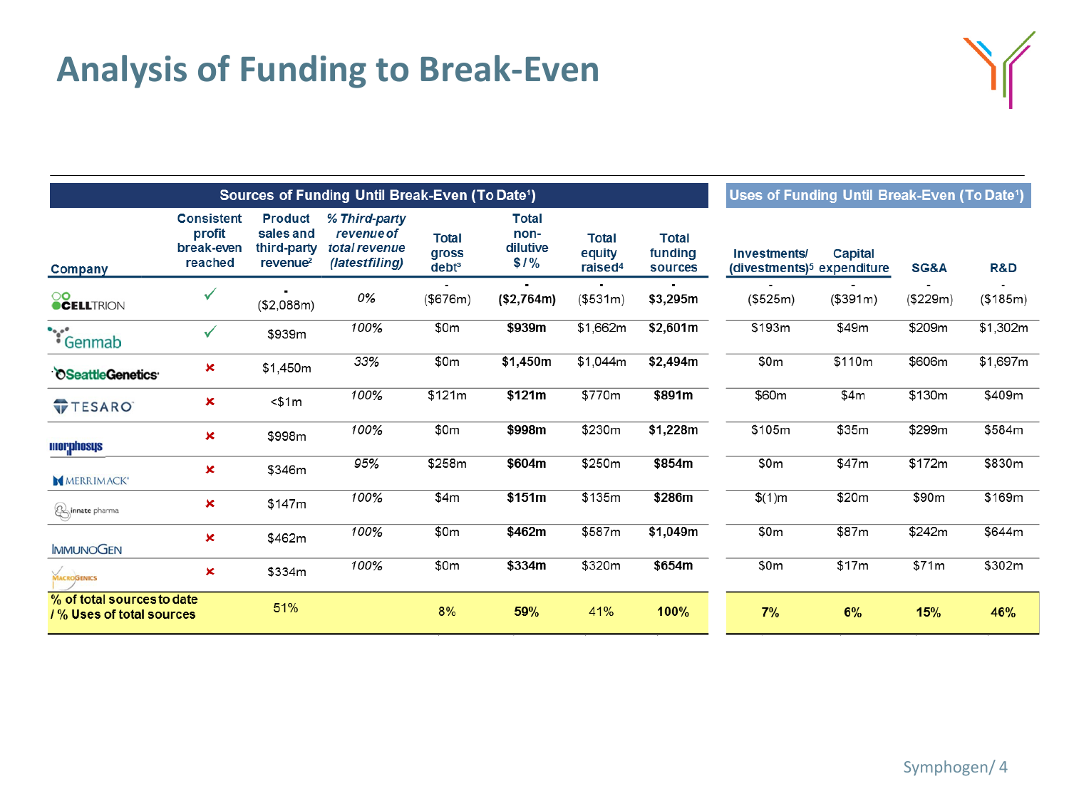# Analysis of Funding to Break-Even

| | Sources of Funding Until Break-Even (To Date[1]) | | | | | | | Uses of Funding Until Break-Even (To Date[1]) | | | |
|---|---|---|---|---|---|---|---|---|---|---|---|
| Company | Consistent profit break-even reached | Product sales and third-party revenue[2] | *% Third-party revenue of total revenue (latestfiling)* | Total gross debt[3] | Total non-dilutive $ / % | Total equity raised[4] | Total funding sources | Investments/ (divestments)[5] | Capital expenditure | SG&A | R&D |
| Celltrion | ✓ | - ($2,088m) | *0%* | - ($676m) | **- ($2,764m)** | - ($531m) | **- $3,295m** | - ($525m) | - ($391m) | - ($229m) | - ($185m) |
| Genmab | ✓ | $939m | *100%* | $0m | **$939m** | $1,662m | **$2,601m** | $193m | $49m | $209m | $1,302m |
| SeattleGenetics | ✗ | $1,450m | *33%* | $0m | **$1,450m** | $1,044m | **$2,494m** | $0m | $110m | $606m | $1,697m |
| Tesaro | ✗ | <$1m | *100%* | $121m | **$121m** | $770m | **$891m** | $60m | $4m | $130m | $409m |
| Morphosys | ✗ | $998m | *100%* | $0m | **$998m** | $230m | **$1,228m** | $105m | $35m | $299m | $584m |
| Merrimack | ✗ | $346m | *95%* | $258m | **$604m** | $250m | **$854m** | $0m | $47m | $172m | $830m |
| Innate pharma | ✗ | $147m | *100%* | $4m | **$151m** | $135m | **$286m** | $(1)m | $20m | $90m | $169m |
| ImmunoGen | ✗ | $462m | *100%* | $0m | **$462m** | $587m | **$1,049m** | $0m | $87m | $242m | $644m |
| MacroGenics | ✗ | $334m | *100%* | $0m | **$334m** | $320m | **$654m** | $0m | $17m | $71m | $302m |
| **% of total sources to date / % Uses of total sources** | | 51% | | 8% | **59%** | 41% | **100%** | **7%** | **6%** | **15%** | **46%** |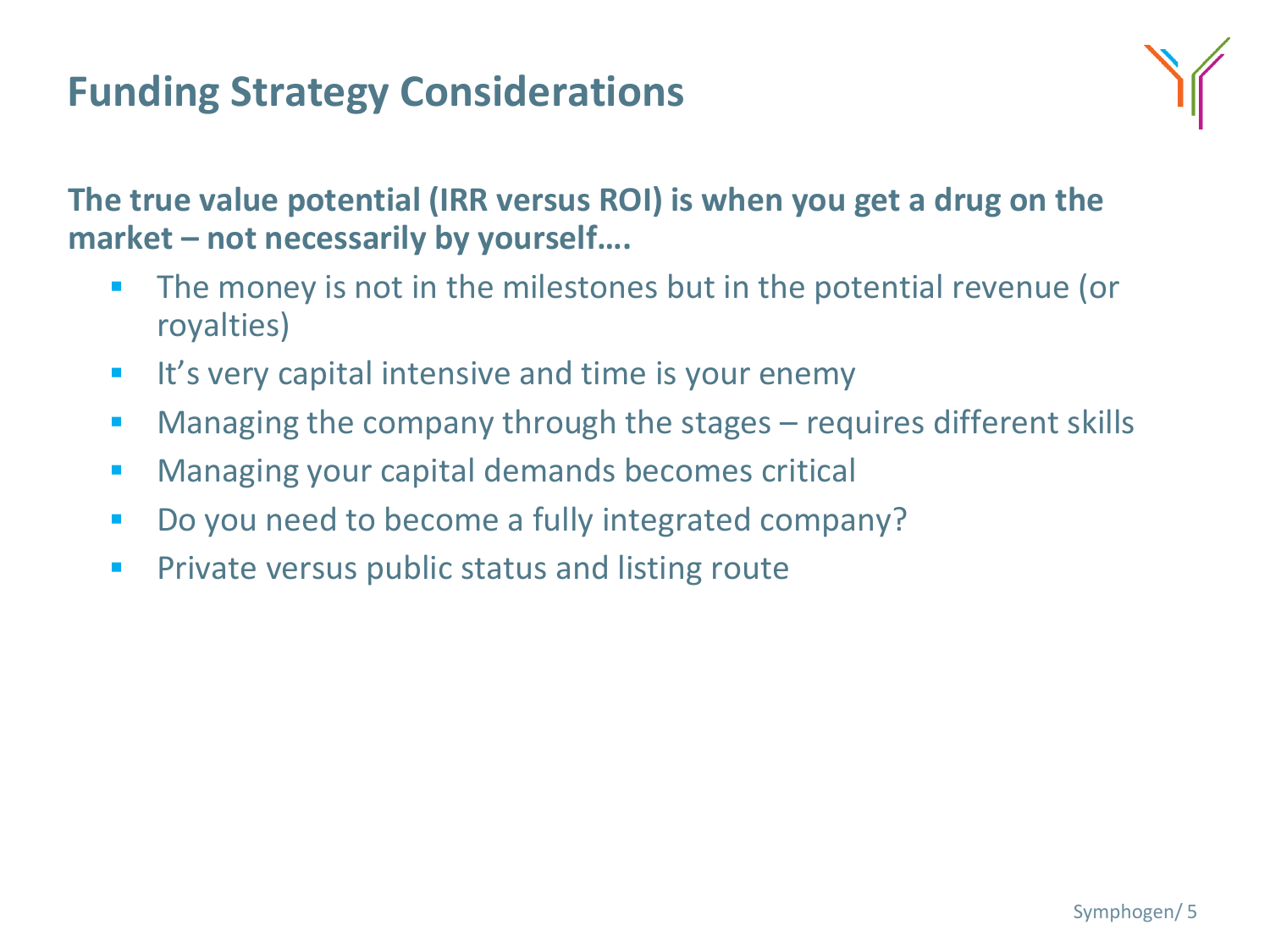# Funding Strategy Considerations

**The true value potential (IRR versus ROI) is when you get a drug on the market – not necessarily by yourself….**

- The money is not in the milestones but in the potential revenue (or royalties)
- It's very capital intensive and time is your enemy
- Managing the company through the stages – requires different skills
- Managing your capital demands becomes critical
- Do you need to become a fully integrated company?
- Private versus public status and listing route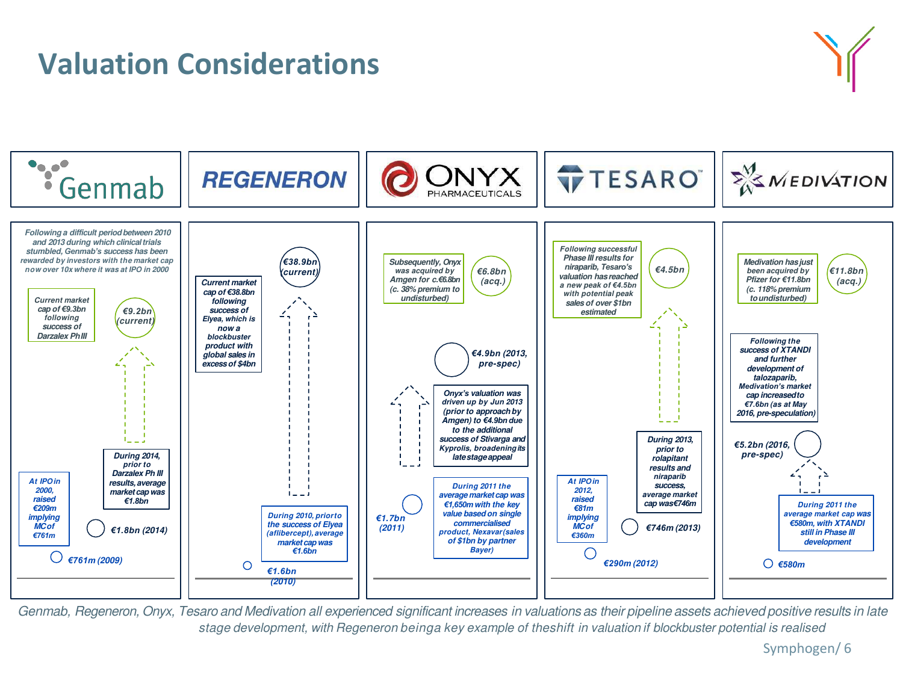# Valuation Considerations

## Genmab

Following a difficult period between 2010 and 2013 during which clinical trials stumbled, Genmab's success has been rewarded by investors with the market cap now over 10x where it was at IPO in 2000

- Current market cap of €9.3bn following success of Darzalex Ph III — **€9.2bn (current)**
- During 2014, prior to Darzalex Ph III results, average market cap was €1.8bn — **€1.8bn (2014)**
- At IPO in 2000, raised €209m implying MC of €761m — **€761m (2009)**

## REGENERON

- Current market cap of €38.8bn following success of Elyea, which is now a blockbuster product with global sales in excess of $4bn — **€38.9bn (current)**
- During 2010, prior to the success of Elyea (aflibercept), average market cap was €1.6bn — **€1.6bn (2010)**

## ONYX PHARMACEUTICALS

- Subsequently, Onyx was acquired by Amgen for c.€6.8bn (c. 38% premium to undisturbed) — **€6.8bn (acq.)**
- Onyx's valuation was driven up by Jun 2013 (prior to approach by Amgen) to €4.9bn due to the additional success of Stivarga and Kyprolis, broadening its late stage appeal — **€4.9bn (2013, pre-spec)**
- During 2011 the average market cap was €1,650m with the key value based on single commercialised product, Nexavar (sales of $1bn by partner Bayer) — **€1.7bn (2011)**

## TESARO

- Following successful Phase III results for niraparib, Tesaro's valuation has reached a new peak of €4.5bn with potential peak sales of over $1bn estimated — **€4.5bn**
- During 2013, prior to rolapitant results and niraparib success, average market cap was €746m — **€746m (2013)**
- At IPO in 2012, raised €81m implying MC of €360m — **€290m (2012)**

## MEDIVATION

- Medivation has just been acquired by Pfizer for €11.8bn (c. 118% premium to undisturbed) — **€11.8bn (acq.)**
- Following the success of XTANDI and further development of talazoparib, Medivation's market cap increased to €7.6bn (as at May 2016, pre-speculation) — **€5.2bn (2016, pre-spec)**
- During 2011 the average market cap was €580m, with XTANDI still in Phase III development — **€580m**

*Genmab, Regeneron, Onyx, Tesaro and Medivation all experienced significant increases in valuations as their pipeline assets achieved positive results in late stage development, with Regeneron being a key example of the shift in valuation if blockbuster potential is realised*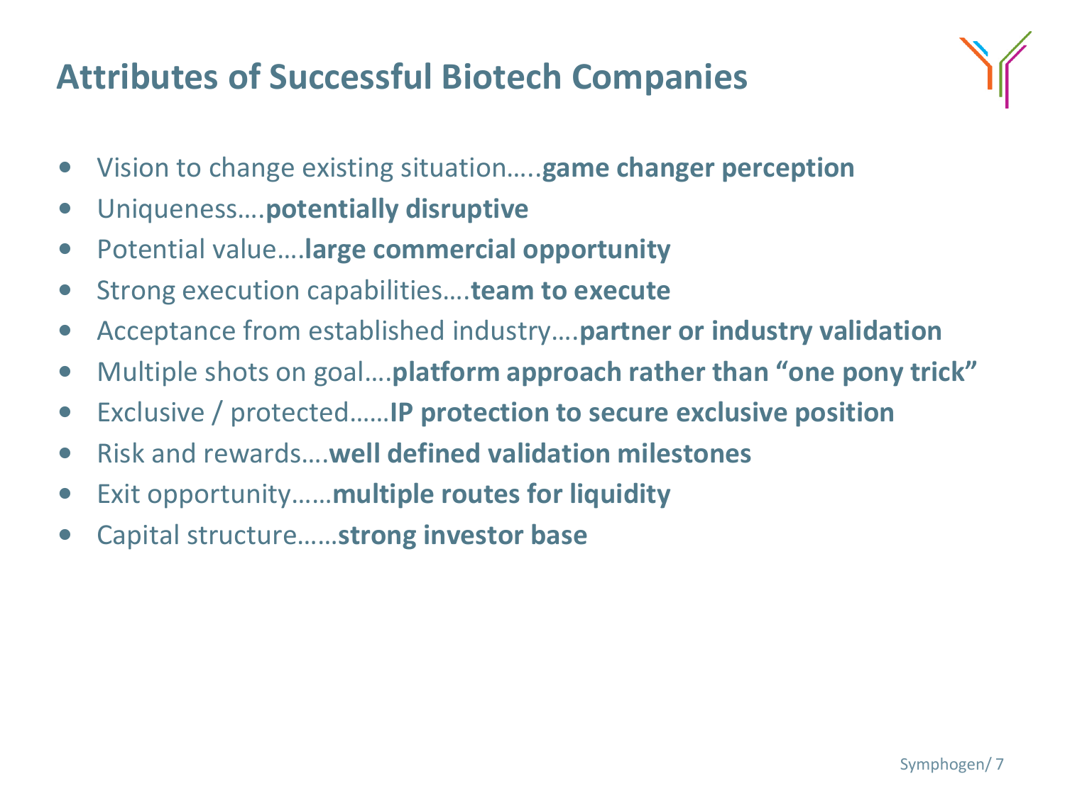# Attributes of Successful Biotech Companies

- Vision to change existing situation…..**game changer perception**
- Uniqueness….**potentially disruptive**
- Potential value….**large commercial opportunity**
- Strong execution capabilities….**team to execute**
- Acceptance from established industry….**partner or industry validation**
- Multiple shots on goal….**platform approach rather than "one pony trick"**
- Exclusive / protected……**IP protection to secure exclusive position**
- Risk and rewards….**well defined validation milestones**
- Exit opportunity……**multiple routes for liquidity**
- Capital structure……**strong investor base**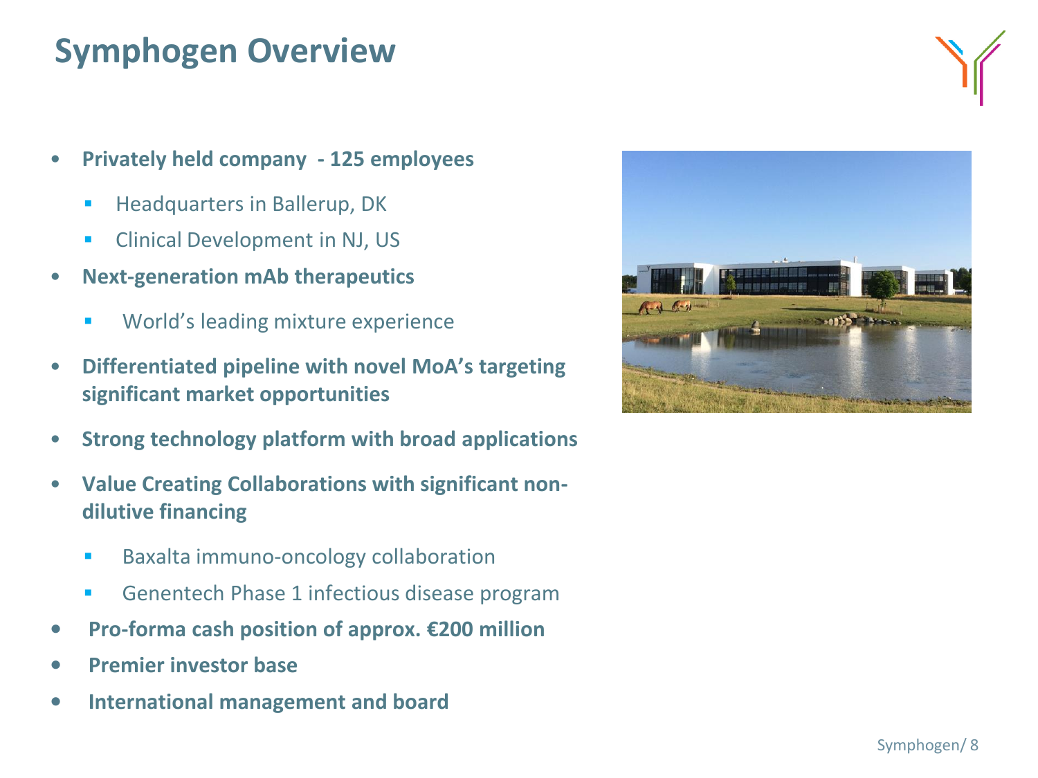# Symphogen Overview

- **Privately held company - 125 employees**
  - Headquarters in Ballerup, DK
  - Clinical Development in NJ, US
- **Next-generation mAb therapeutics**
  - World's leading mixture experience
- **Differentiated pipeline with novel MoA's targeting significant market opportunities**
- **Strong technology platform with broad applications**
- **Value Creating Collaborations with significant non-dilutive financing**
  - Baxalta immuno-oncology collaboration
  - Genentech Phase 1 infectious disease program
- **Pro-forma cash position of approx. €200 million**
- **Premier investor base**
- **International management and board**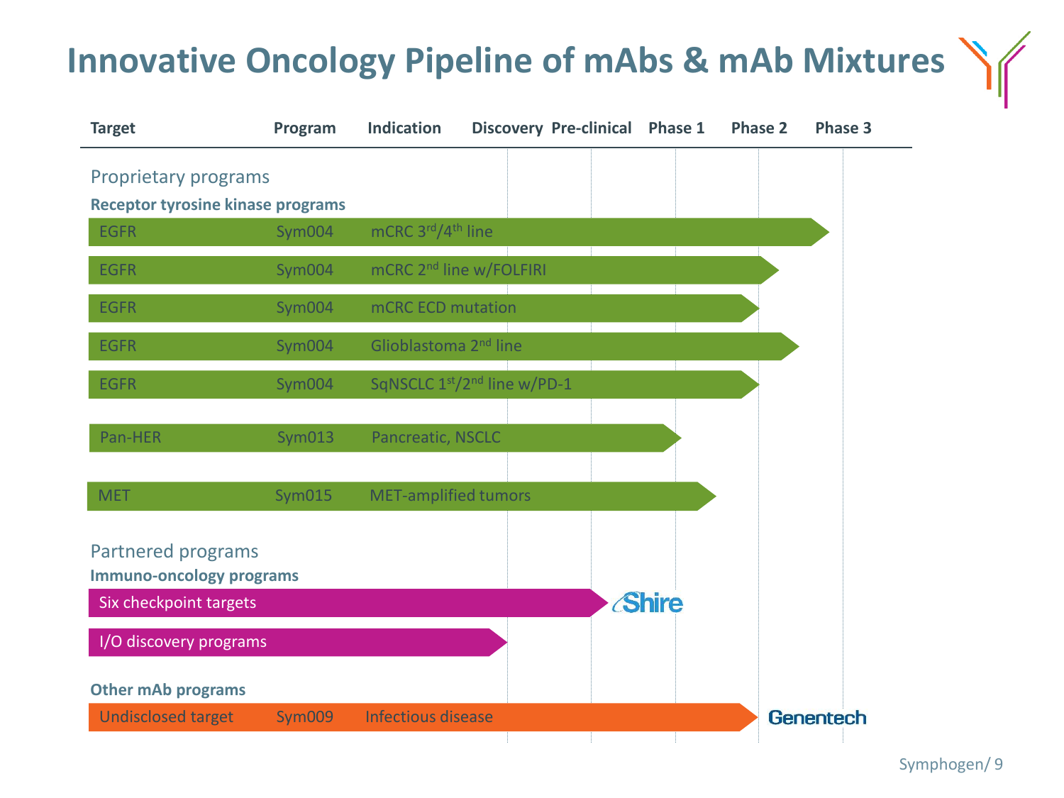# Innovative Oncology Pipeline of mAbs & mAb Mixtures

| Target | Program | Indication | Stage reached |
|---|---|---|---|
| **Proprietary programs** | | | |
| **Receptor tyrosine kinase programs** | | | |
| EGFR | Sym004 | mCRC 3[rd]/4[th] line | Phase 3 |
| EGFR | Sym004 | mCRC 2[nd] line w/FOLFIRI | Phase 2 |
| EGFR | Sym004 | mCRC ECD mutation | Phase 2 |
| EGFR | Sym004 | Glioblastoma 2[nd] line | Phase 2 |
| EGFR | Sym004 | SqNSCLC 1[st]/2[nd] line w/PD-1 | Phase 2 |
| Pan-HER | Sym013 | Pancreatic, NSCLC | Phase 1 |
| MET | Sym015 | MET-amplified tumors | Phase 1 |
| **Partnered programs** | | | |
| **Immuno-oncology programs** | | | |
| Six checkpoint targets | | | Pre-clinical (Shire) |
| I/O discovery programs | | | Discovery |
| **Other mAb programs** | | | |
| Undisclosed target | Sym009 | Infectious disease | Phase 2 (Genentech) |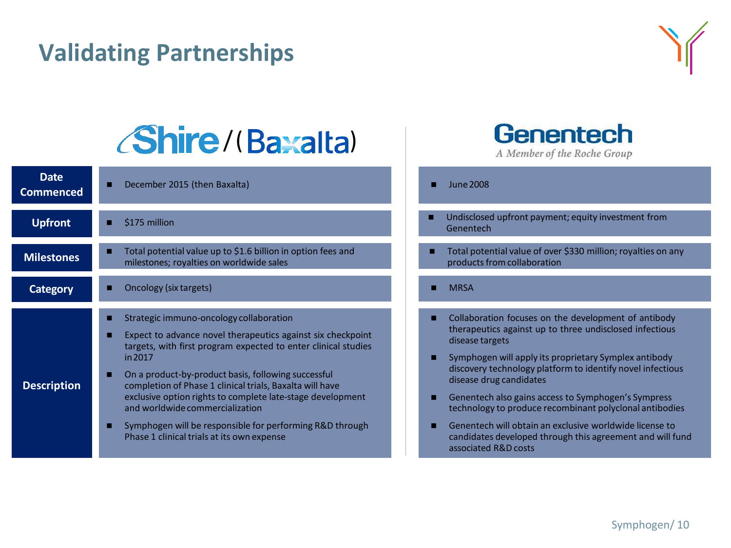# Validating Partnerships

| | Shire / (Baxalta) | Genentech (A Member of the Roche Group) |
|---|---|---|
| **Date Commenced** | ▪ December 2015 (then Baxalta) | ▪ June 2008 |
| **Upfront** | ▪ $175 million | ▪ Undisclosed upfront payment; equity investment from Genentech |
| **Milestones** | ▪ Total potential value up to $1.6 billion in option fees and milestones; royalties on worldwide sales | ▪ Total potential value of over $330 million; royalties on any products from collaboration |
| **Category** | ▪ Oncology (six targets) | ▪ MRSA |
| **Description** | ▪ Strategic immuno-oncology collaboration<br>▪ Expect to advance novel therapeutics against six checkpoint targets, with first program expected to enter clinical studies in 2017<br>▪ On a product-by-product basis, following successful completion of Phase 1 clinical trials, Baxalta will have exclusive option rights to complete late-stage development and worldwide commercialization<br>▪ Symphogen will be responsible for performing R&D through Phase 1 clinical trials at its own expense | ▪ Collaboration focuses on the development of antibody therapeutics against up to three undisclosed infectious disease targets<br>▪ Symphogen will apply its proprietary Symplex antibody discovery technology platform to identify novel infectious disease drug candidates<br>▪ Genentech also gains access to Symphogen's Sympress technology to produce recombinant polyclonal antibodies<br>▪ Genentech will obtain an exclusive worldwide license to candidates developed through this agreement and will fund associated R&D costs |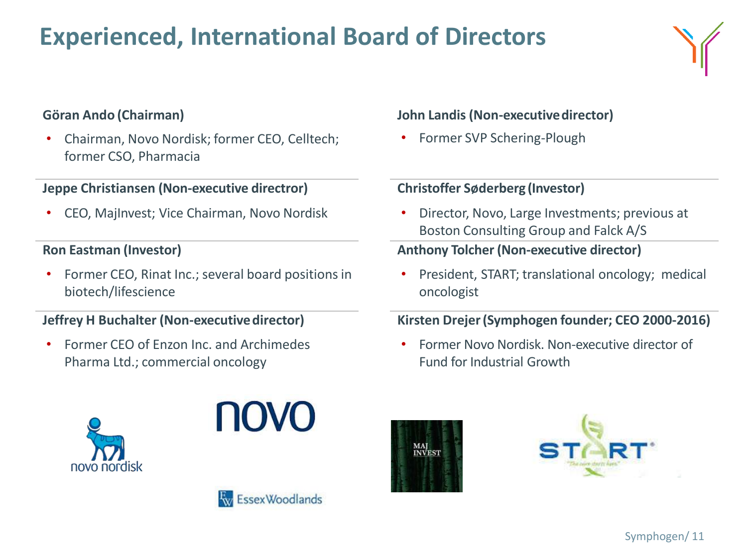# Experienced, International Board of Directors

**Göran Ando (Chairman)**

- Chairman, Novo Nordisk; former CEO, Celltech; former CSO, Pharmacia

**Jeppe Christiansen (Non-executive directror)**

- CEO, MajInvest; Vice Chairman, Novo Nordisk

**Ron Eastman (Investor)**

- Former CEO, Rinat Inc.; several board positions in biotech/lifescience

**Jeffrey H Buchalter (Non-executive director)**

- Former CEO of Enzon Inc. and Archimedes Pharma Ltd.; commercial oncology

**John Landis (Non-executive director)**

- Former SVP Schering-Plough

**Christoffer Søderberg (Investor)**

- Director, Novo, Large Investments; previous at Boston Consulting Group and Falck A/S

**Anthony Tolcher (Non-executive director)**

- President, START; translational oncology; medical oncologist

**Kirsten Drejer (Symphogen founder; CEO 2000-2016)**

- Former Novo Nordisk. Non-executive director of Fund for Industrial Growth

novo nordisk

novo

EssexWoodlands

MAJ INVEST

START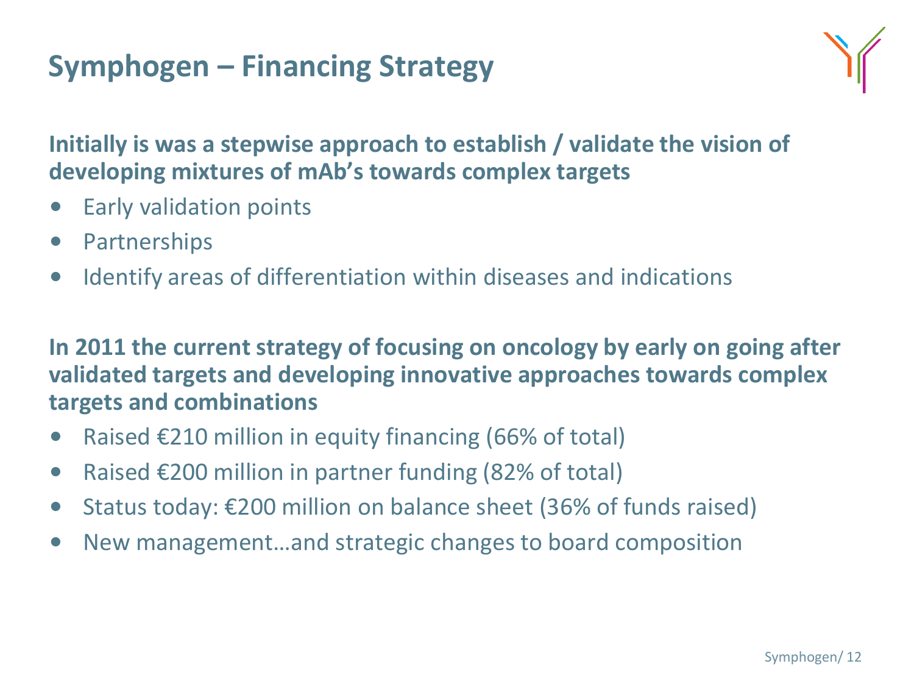# Symphogen – Financing Strategy

**Initially is was a stepwise approach to establish / validate the vision of developing mixtures of mAb's towards complex targets**

- Early validation points
- Partnerships
- Identify areas of differentiation within diseases and indications

**In 2011 the current strategy of focusing on oncology by early on going after validated targets and developing innovative approaches towards complex targets and combinations**

- Raised €210 million in equity financing (66% of total)
- Raised €200 million in partner funding (82% of total)
- Status today: €200 million on balance sheet (36% of funds raised)
- New management…and strategic changes to board composition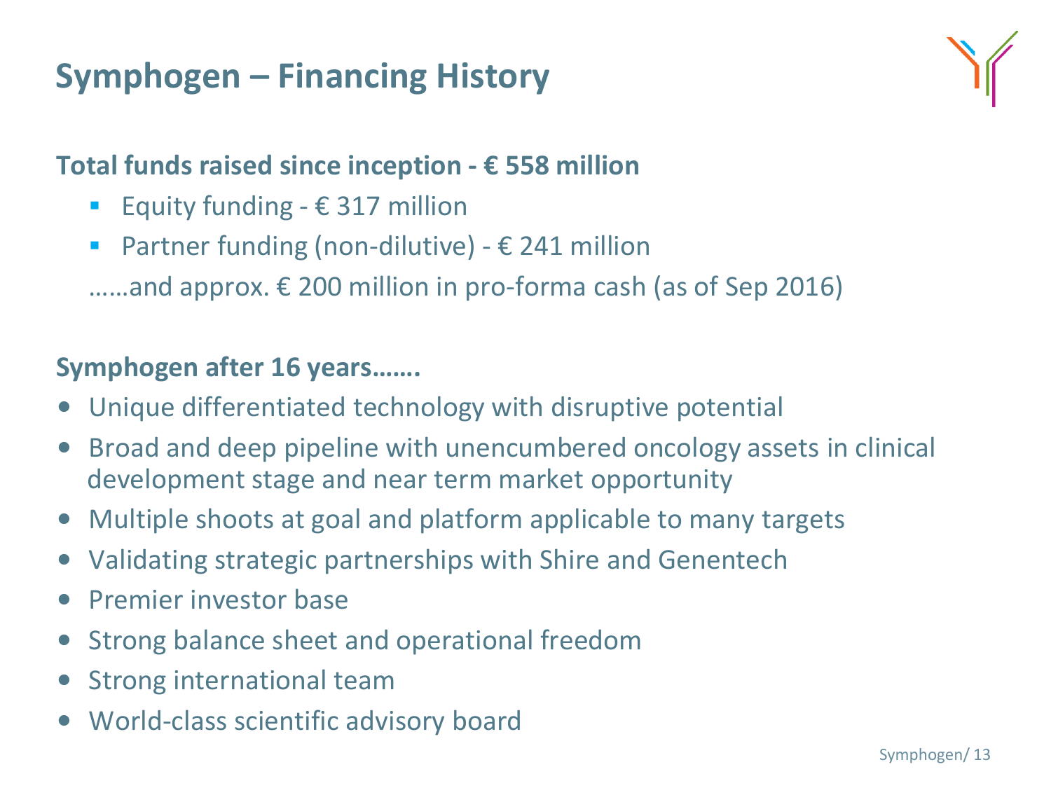# Symphogen – Financing History

**Total funds raised since inception - € 558 million**

- Equity funding - € 317 million
- Partner funding (non-dilutive) - € 241 million

……and approx. € 200 million in pro-forma cash (as of Sep 2016)

**Symphogen after 16 years…….**

- Unique differentiated technology with disruptive potential
- Broad and deep pipeline with unencumbered oncology assets in clinical development stage and near term market opportunity
- Multiple shoots at goal and platform applicable to many targets
- Validating strategic partnerships with Shire and Genentech
- Premier investor base
- Strong balance sheet and operational freedom
- Strong international team
- World-class scientific advisory board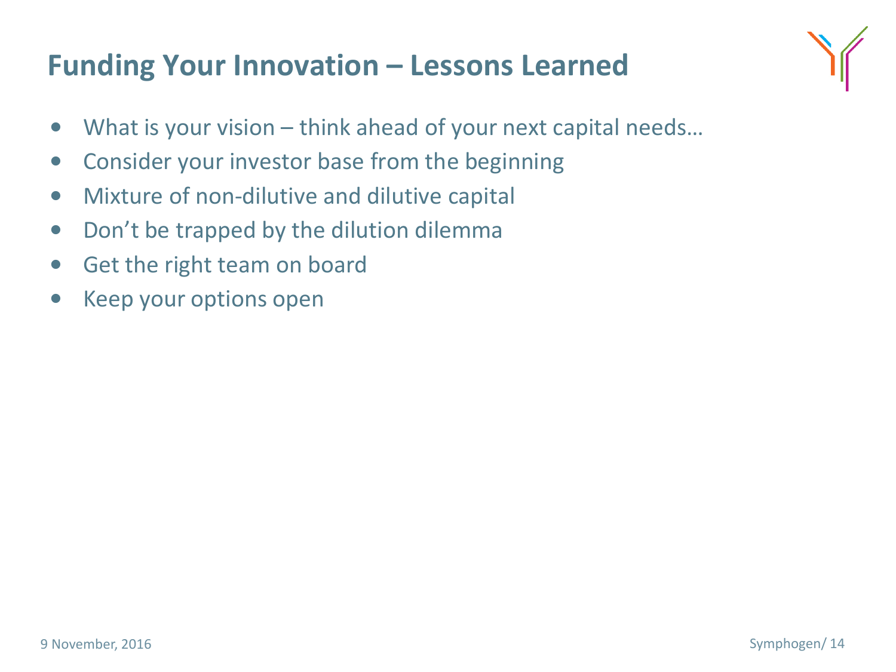# Funding Your Innovation – Lessons Learned

- What is your vision – think ahead of your next capital needs…
- Consider your investor base from the beginning
- Mixture of non-dilutive and dilutive capital
- Don't be trapped by the dilution dilemma
- Get the right team on board
- Keep your options open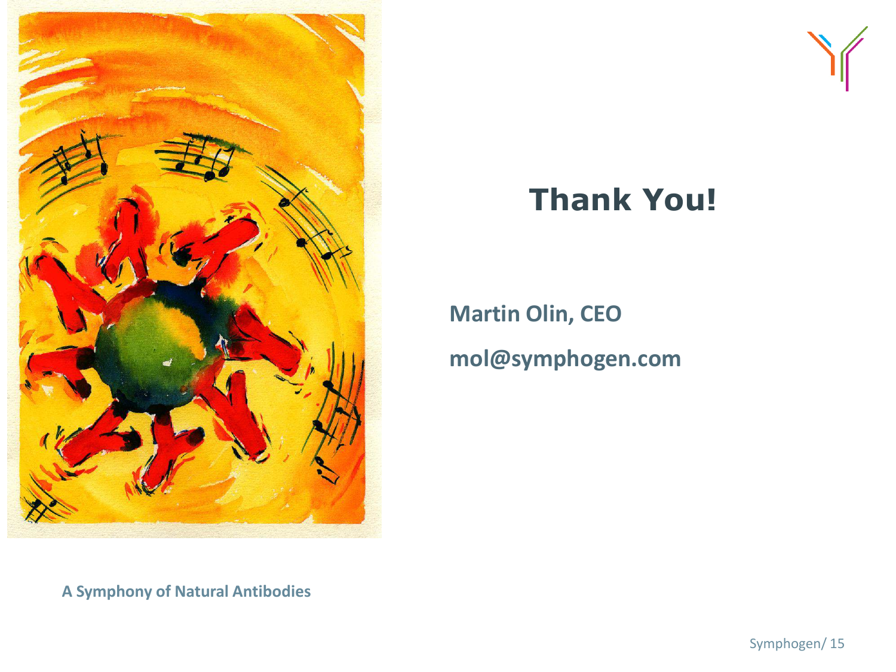# Thank You!

**Martin Olin, CEO**

**mol@symphogen.com**

**A Symphony of Natural Antibodies**